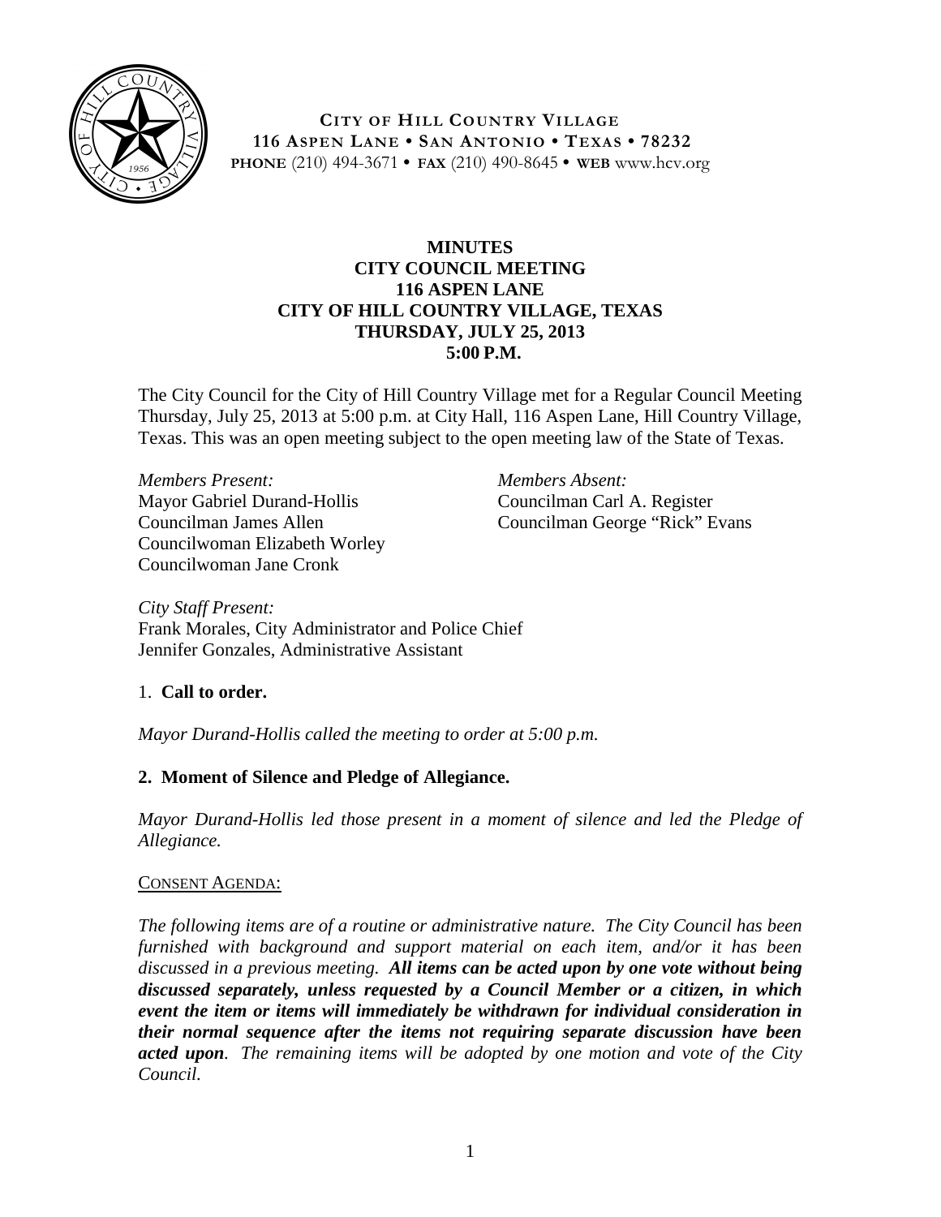**CITY OF HILL COUNTRY VILLAGE**
**116 ASPEN LANE • SAN ANTONIO • TEXAS • 78232**
**PHONE** (210) 494-3671 • **FAX** (210) 490-8645 • **WEB** www.hcv.org

# MINUTES
## CITY COUNCIL MEETING
## 116 ASPEN LANE
## CITY OF HILL COUNTRY VILLAGE, TEXAS
## THURSDAY, JULY 25, 2013
## 5:00 P.M.

The City Council for the City of Hill Country Village met for a Regular Council Meeting Thursday, July 25, 2013 at 5:00 p.m. at City Hall, 116 Aspen Lane, Hill Country Village, Texas. This was an open meeting subject to the open meeting law of the State of Texas.

*Members Present:*
Mayor Gabriel Durand-Hollis
Councilman James Allen
Councilwoman Elizabeth Worley
Councilwoman Jane Cronk

*Members Absent:*
Councilman Carl A. Register
Councilman George "Rick" Evans

*City Staff Present:*
Frank Morales, City Administrator and Police Chief
Jennifer Gonzales, Administrative Assistant

1. **Call to order.**

*Mayor Durand-Hollis called the meeting to order at 5:00 p.m.*

**2. Moment of Silence and Pledge of Allegiance.**

*Mayor Durand-Hollis led those present in a moment of silence and led the Pledge of Allegiance.*

<u>CONSENT AGENDA:</u>

*The following items are of a routine or administrative nature. The City Council has been furnished with background and support material on each item, and/or it has been discussed in a previous meeting.* ***All items can be acted upon by one vote without being discussed separately, unless requested by a Council Member or a citizen, in which event the item or items will immediately be withdrawn for individual consideration in their normal sequence after the items not requiring separate discussion have been acted upon****. The remaining items will be adopted by one motion and vote of the City Council.*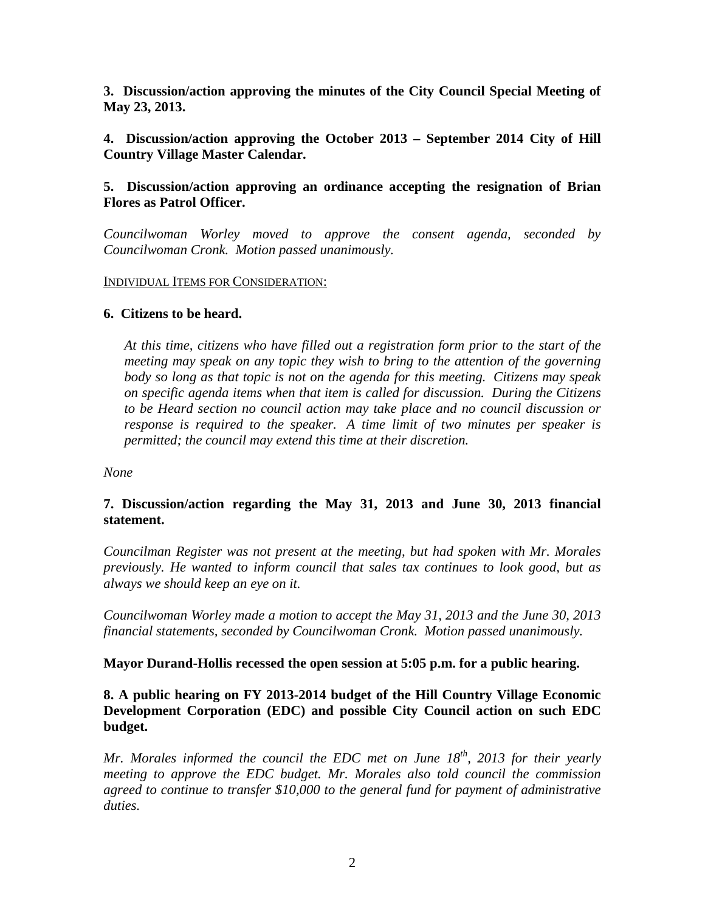**3. Discussion/action approving the minutes of the City Council Special Meeting of May 23, 2013.**

**4. Discussion/action approving the October 2013 – September 2014 City of Hill Country Village Master Calendar.**

**5. Discussion/action approving an ordinance accepting the resignation of Brian Flores as Patrol Officer.**

*Councilwoman Worley moved to approve the consent agenda, seconded by Councilwoman Cronk. Motion passed unanimously.*

INDIVIDUAL ITEMS FOR CONSIDERATION:

**6. Citizens to be heard.**

> *At this time, citizens who have filled out a registration form prior to the start of the meeting may speak on any topic they wish to bring to the attention of the governing body so long as that topic is not on the agenda for this meeting. Citizens may speak on specific agenda items when that item is called for discussion. During the Citizens to be Heard section no council action may take place and no council discussion or response is required to the speaker. A time limit of two minutes per speaker is permitted; the council may extend this time at their discretion.*

*None*

**7. Discussion/action regarding the May 31, 2013 and June 30, 2013 financial statement.**

*Councilman Register was not present at the meeting, but had spoken with Mr. Morales previously. He wanted to inform council that sales tax continues to look good, but as always we should keep an eye on it.*

*Councilwoman Worley made a motion to accept the May 31, 2013 and the June 30, 2013 financial statements, seconded by Councilwoman Cronk. Motion passed unanimously.*

**Mayor Durand-Hollis recessed the open session at 5:05 p.m. for a public hearing.**

**8. A public hearing on FY 2013-2014 budget of the Hill Country Village Economic Development Corporation (EDC) and possible City Council action on such EDC budget.**

*Mr. Morales informed the council the EDC met on June 18th, 2013 for their yearly meeting to approve the EDC budget. Mr. Morales also told council the commission agreed to continue to transfer $10,000 to the general fund for payment of administrative duties.*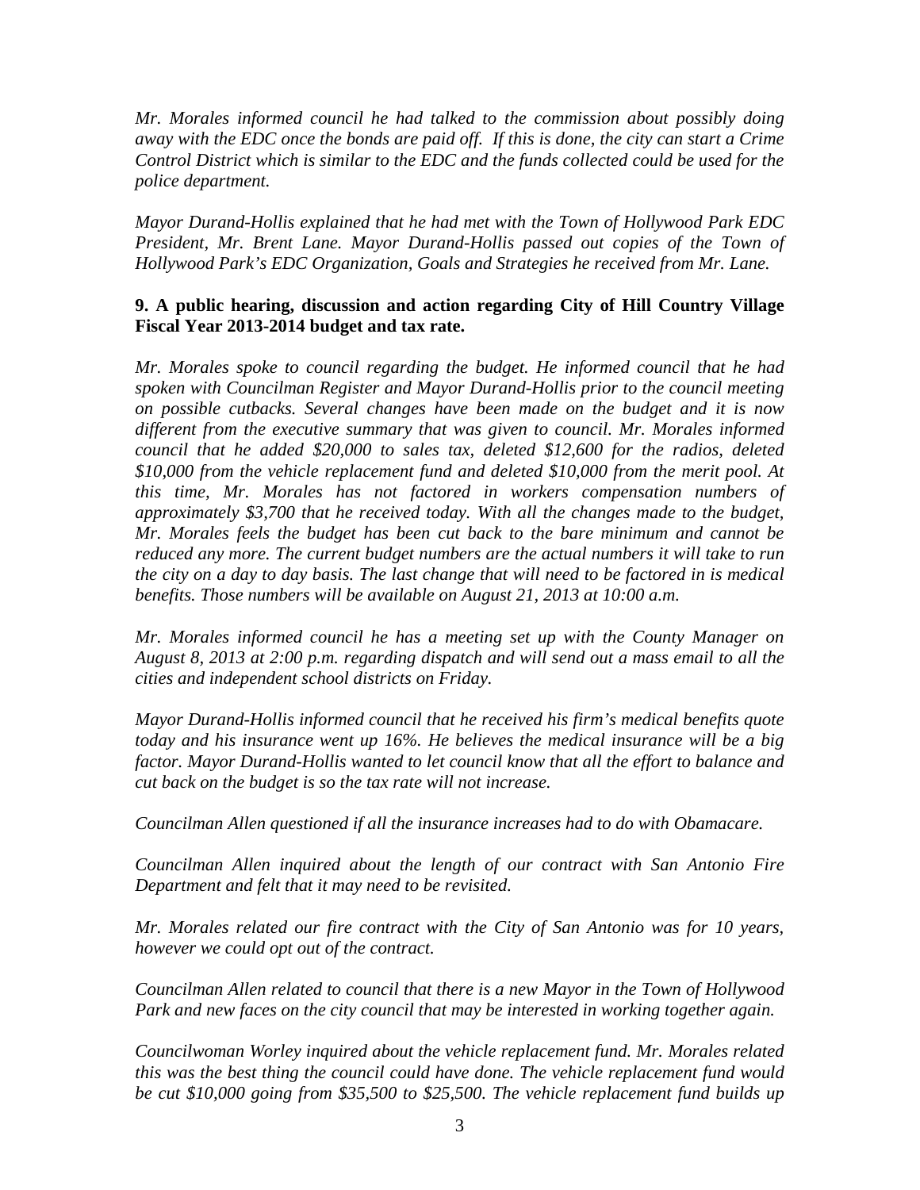*Mr. Morales informed council he had talked to the commission about possibly doing away with the EDC once the bonds are paid off. If this is done, the city can start a Crime Control District which is similar to the EDC and the funds collected could be used for the police department.*

*Mayor Durand-Hollis explained that he had met with the Town of Hollywood Park EDC President, Mr. Brent Lane. Mayor Durand-Hollis passed out copies of the Town of Hollywood Park's EDC Organization, Goals and Strategies he received from Mr. Lane.*

**9. A public hearing, discussion and action regarding City of Hill Country Village Fiscal Year 2013-2014 budget and tax rate.**

*Mr. Morales spoke to council regarding the budget. He informed council that he had spoken with Councilman Register and Mayor Durand-Hollis prior to the council meeting on possible cutbacks. Several changes have been made on the budget and it is now different from the executive summary that was given to council. Mr. Morales informed council that he added $20,000 to sales tax, deleted $12,600 for the radios, deleted $10,000 from the vehicle replacement fund and deleted $10,000 from the merit pool. At this time, Mr. Morales has not factored in workers compensation numbers of approximately $3,700 that he received today. With all the changes made to the budget, Mr. Morales feels the budget has been cut back to the bare minimum and cannot be reduced any more. The current budget numbers are the actual numbers it will take to run the city on a day to day basis. The last change that will need to be factored in is medical benefits. Those numbers will be available on August 21, 2013 at 10:00 a.m.*

*Mr. Morales informed council he has a meeting set up with the County Manager on August 8, 2013 at 2:00 p.m. regarding dispatch and will send out a mass email to all the cities and independent school districts on Friday.*

*Mayor Durand-Hollis informed council that he received his firm's medical benefits quote today and his insurance went up 16%. He believes the medical insurance will be a big factor. Mayor Durand-Hollis wanted to let council know that all the effort to balance and cut back on the budget is so the tax rate will not increase.*

*Councilman Allen questioned if all the insurance increases had to do with Obamacare.*

*Councilman Allen inquired about the length of our contract with San Antonio Fire Department and felt that it may need to be revisited.*

*Mr. Morales related our fire contract with the City of San Antonio was for 10 years, however we could opt out of the contract.*

*Councilman Allen related to council that there is a new Mayor in the Town of Hollywood Park and new faces on the city council that may be interested in working together again.*

*Councilwoman Worley inquired about the vehicle replacement fund. Mr. Morales related this was the best thing the council could have done. The vehicle replacement fund would be cut $10,000 going from $35,500 to $25,500. The vehicle replacement fund builds up*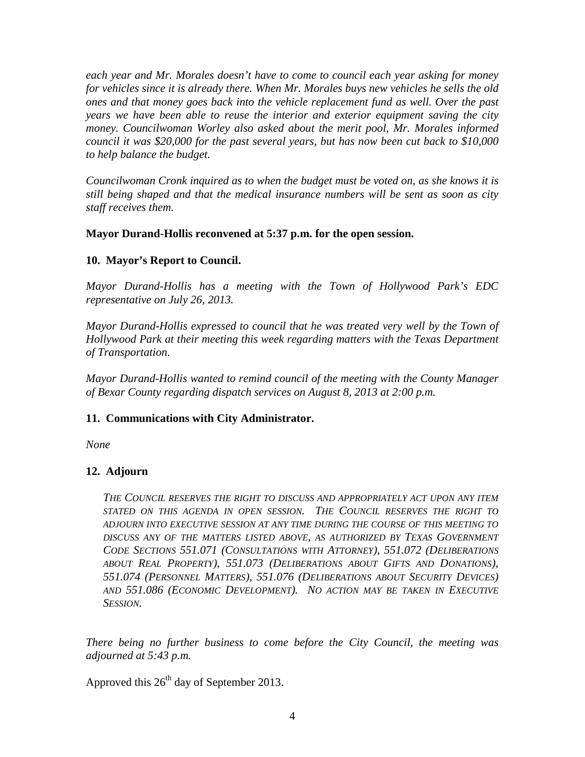*each year and Mr. Morales doesn't have to come to council each year asking for money for vehicles since it is already there. When Mr. Morales buys new vehicles he sells the old ones and that money goes back into the vehicle replacement fund as well. Over the past years we have been able to reuse the interior and exterior equipment saving the city money. Councilwoman Worley also asked about the merit pool, Mr. Morales informed council it was $20,000 for the past several years, but has now been cut back to $10,000 to help balance the budget.*

*Councilwoman Cronk inquired as to when the budget must be voted on, as she knows it is still being shaped and that the medical insurance numbers will be sent as soon as city staff receives them.*

**Mayor Durand-Hollis reconvened at 5:37 p.m. for the open session.**

**10. Mayor's Report to Council.**

*Mayor Durand-Hollis has a meeting with the Town of Hollywood Park's EDC representative on July 26, 2013.*

*Mayor Durand-Hollis expressed to council that he was treated very well by the Town of Hollywood Park at their meeting this week regarding matters with the Texas Department of Transportation.*

*Mayor Durand-Hollis wanted to remind council of the meeting with the County Manager of Bexar County regarding dispatch services on August 8, 2013 at 2:00 p.m.*

**11. Communications with City Administrator.**

*None*

**12. Adjourn**

*THE COUNCIL RESERVES THE RIGHT TO DISCUSS AND APPROPRIATELY ACT UPON ANY ITEM STATED ON THIS AGENDA IN OPEN SESSION. THE COUNCIL RESERVES THE RIGHT TO ADJOURN INTO EXECUTIVE SESSION AT ANY TIME DURING THE COURSE OF THIS MEETING TO DISCUSS ANY OF THE MATTERS LISTED ABOVE, AS AUTHORIZED BY TEXAS GOVERNMENT CODE SECTIONS 551.071 (CONSULTATIONS WITH ATTORNEY), 551.072 (DELIBERATIONS ABOUT REAL PROPERTY), 551.073 (DELIBERATIONS ABOUT GIFTS AND DONATIONS), 551.074 (PERSONNEL MATTERS), 551.076 (DELIBERATIONS ABOUT SECURITY DEVICES) AND 551.086 (ECONOMIC DEVELOPMENT). NO ACTION MAY BE TAKEN IN EXECUTIVE SESSION.*

*There being no further business to come before the City Council, the meeting was adjourned at 5:43 p.m.*

Approved this 26th day of September 2013.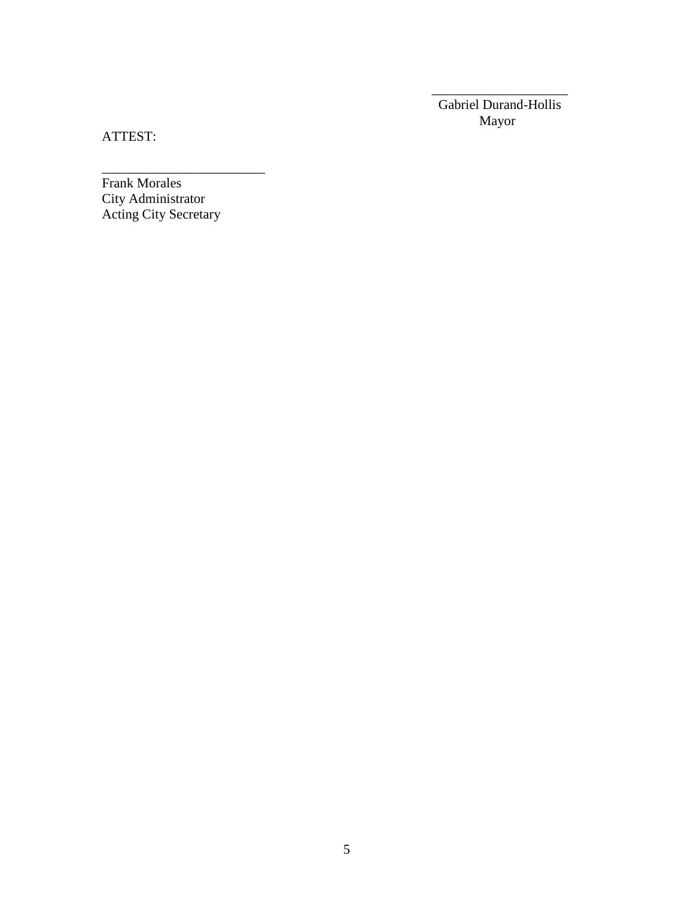\_\_\_\_\_\_\_\_\_\_\_\_\_\_\_\_\_\_\_\_
Gabriel Durand-Hollis
Mayor

ATTEST:

\_\_\_\_\_\_\_\_\_\_\_\_\_\_\_\_\_\_\_\_\_\_\_\_
Frank Morales
City Administrator
Acting City Secretary